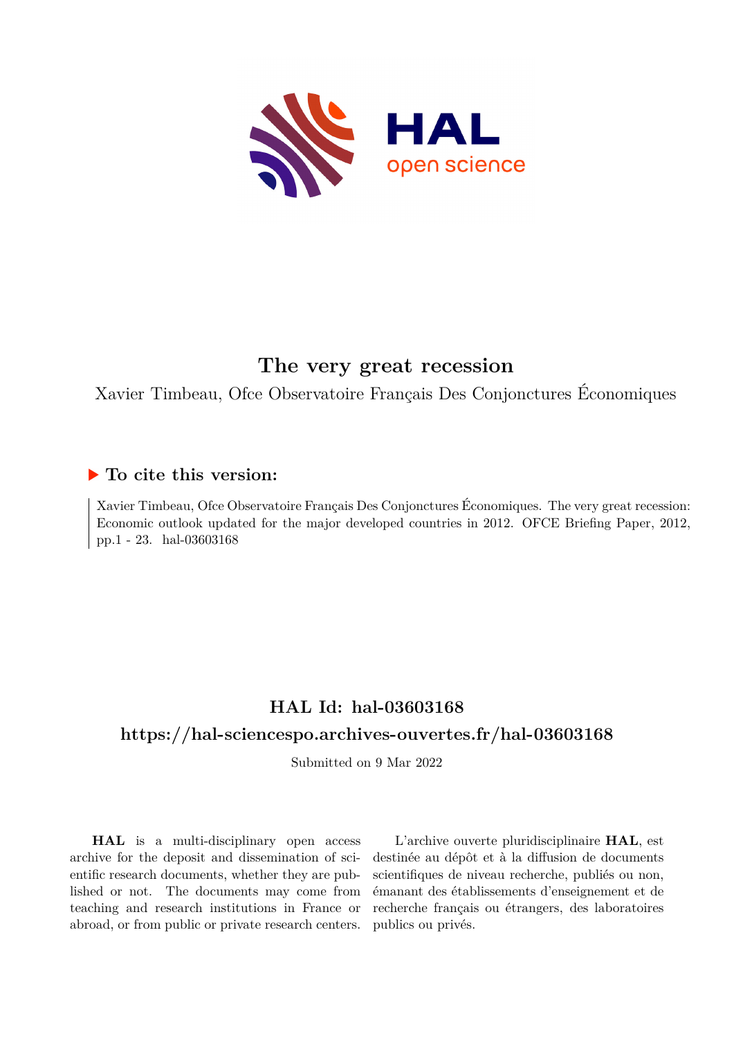# The very great recession

Xavier Timbeau, Ofce Observatoire Français Des Conjonctures Économiques

## ▶ To cite this version:

Xavier Timbeau, Ofce Observatoire Français Des Conjonctures Économiques. The very great recession: Economic outlook updated for the major developed countries in 2012. OFCE Briefing Paper, 2012, pp.1 - 23. hal-03603168

## HAL Id: hal-03603168

## https://hal-sciencespo.archives-ouvertes.fr/hal-03603168

Submitted on 9 Mar 2022

**HAL** is a multi-disciplinary open access archive for the deposit and dissemination of scientific research documents, whether they are published or not. The documents may come from teaching and research institutions in France or abroad, or from public or private research centers.

L'archive ouverte pluridisciplinaire **HAL**, est destinée au dépôt et à la diffusion de documents scientifiques de niveau recherche, publiés ou non, émanant des établissements d'enseignement et de recherche français ou étrangers, des laboratoires publics ou privés.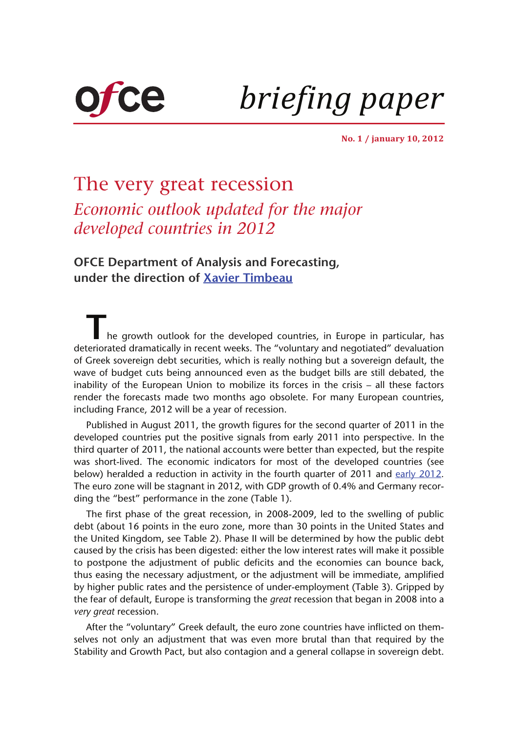ofce *briefing paper*

**No. 1 / january 10, 2012**

# The very great recession

## *Economic outlook updated for the major developed countries in 2012*

**OFCE Department of Analysis and Forecasting, under the direction of Xavier Timbeau**

The growth outlook for the developed countries, in Europe in particular, has deteriorated dramatically in recent weeks. The "voluntary and negotiated" devaluation of Greek sovereign debt securities, which is really nothing but a sovereign default, the wave of budget cuts being announced even as the budget bills are still debated, the inability of the European Union to mobilize its forces in the crisis – all these factors render the forecasts made two months ago obsolete. For many European countries, including France, 2012 will be a year of recession.

Published in August 2011, the growth figures for the second quarter of 2011 in the developed countries put the positive signals from early 2011 into perspective. In the third quarter of 2011, the national accounts were better than expected, but the respite was short-lived. The economic indicators for most of the developed countries (see below) heralded a reduction in activity in the fourth quarter of 2011 and early 2012. The euro zone will be stagnant in 2012, with GDP growth of 0.4% and Germany recording the "best" performance in the zone (Table 1).

The first phase of the great recession, in 2008-2009, led to the swelling of public debt (about 16 points in the euro zone, more than 30 points in the United States and the United Kingdom, see Table 2). Phase II will be determined by how the public debt caused by the crisis has been digested: either the low interest rates will make it possible to postpone the adjustment of public deficits and the economies can bounce back, thus easing the necessary adjustment, or the adjustment will be immediate, amplified by higher public rates and the persistence of under-employment (Table 3). Gripped by the fear of default, Europe is transforming the *great* recession that began in 2008 into a *very great* recession.

After the "voluntary" Greek default, the euro zone countries have inflicted on themselves not only an adjustment that was even more brutal than that required by the Stability and Growth Pact, but also contagion and a general collapse in sovereign debt.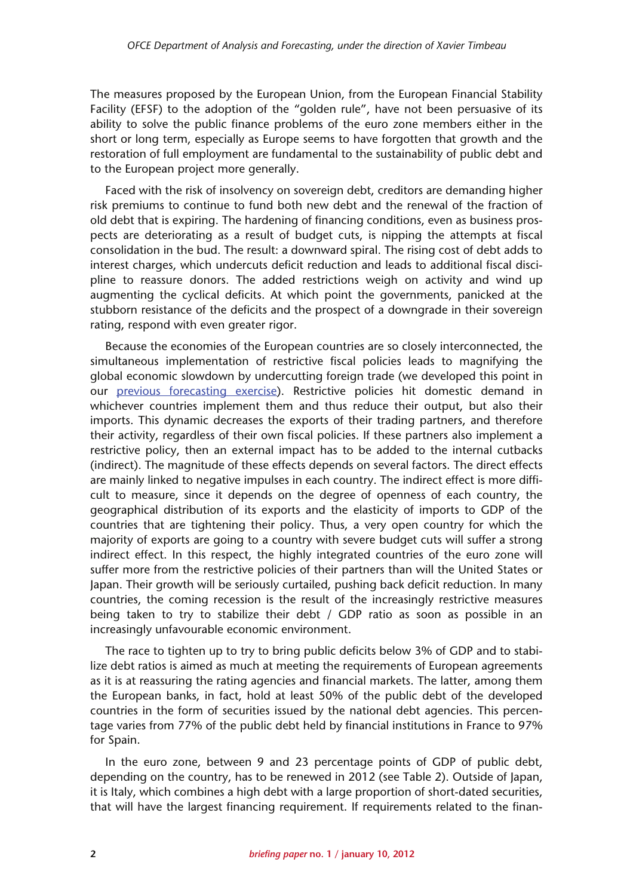The measures proposed by the European Union, from the European Financial Stability Facility (EFSF) to the adoption of the "golden rule", have not been persuasive of its ability to solve the public finance problems of the euro zone members either in the short or long term, especially as Europe seems to have forgotten that growth and the restoration of full employment are fundamental to the sustainability of public debt and to the European project more generally.

Faced with the risk of insolvency on sovereign debt, creditors are demanding higher risk premiums to continue to fund both new debt and the renewal of the fraction of old debt that is expiring. The hardening of financing conditions, even as business prospects are deteriorating as a result of budget cuts, is nipping the attempts at fiscal consolidation in the bud. The result: a downward spiral. The rising cost of debt adds to interest charges, which undercuts deficit reduction and leads to additional fiscal discipline to reassure donors. The added restrictions weigh on activity and wind up augmenting the cyclical deficits. At which point the governments, panicked at the stubborn resistance of the deficits and the prospect of a downgrade in their sovereign rating, respond with even greater rigor.

Because the economies of the European countries are so closely interconnected, the simultaneous implementation of restrictive fiscal policies leads to magnifying the global economic slowdown by undercutting foreign trade (we developed this point in our [previous forecasting exercise](previous forecasting exercise)). Restrictive policies hit domestic demand in whichever countries implement them and thus reduce their output, but also their imports. This dynamic decreases the exports of their trading partners, and therefore their activity, regardless of their own fiscal policies. If these partners also implement a restrictive policy, then an external impact has to be added to the internal cutbacks (indirect). The magnitude of these effects depends on several factors. The direct effects are mainly linked to negative impulses in each country. The indirect effect is more difficult to measure, since it depends on the degree of openness of each country, the geographical distribution of its exports and the elasticity of imports to GDP of the countries that are tightening their policy. Thus, a very open country for which the majority of exports are going to a country with severe budget cuts will suffer a strong indirect effect. In this respect, the highly integrated countries of the euro zone will suffer more from the restrictive policies of their partners than will the United States or Japan. Their growth will be seriously curtailed, pushing back deficit reduction. In many countries, the coming recession is the result of the increasingly restrictive measures being taken to try to stabilize their debt / GDP ratio as soon as possible in an increasingly unfavourable economic environment.

The race to tighten up to try to bring public deficits below 3% of GDP and to stabilize debt ratios is aimed as much at meeting the requirements of European agreements as it is at reassuring the rating agencies and financial markets. The latter, among them the European banks, in fact, hold at least 50% of the public debt of the developed countries in the form of securities issued by the national debt agencies. This percentage varies from 77% of the public debt held by financial institutions in France to 97% for Spain.

In the euro zone, between 9 and 23 percentage points of GDP of public debt, depending on the country, has to be renewed in 2012 (see Table 2). Outside of Japan, it is Italy, which combines a high debt with a large proportion of short-dated securities, that will have the largest financing requirement. If requirements related to the finan-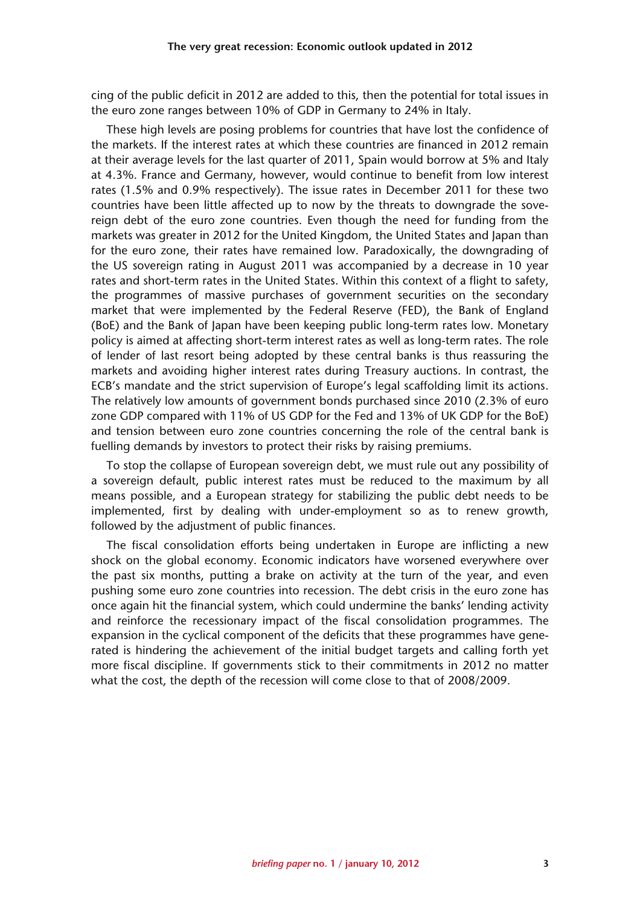cing of the public deficit in 2012 are added to this, then the potential for total issues in the euro zone ranges between 10% of GDP in Germany to 24% in Italy.

These high levels are posing problems for countries that have lost the confidence of the markets. If the interest rates at which these countries are financed in 2012 remain at their average levels for the last quarter of 2011, Spain would borrow at 5% and Italy at 4.3%. France and Germany, however, would continue to benefit from low interest rates (1.5% and 0.9% respectively). The issue rates in December 2011 for these two countries have been little affected up to now by the threats to downgrade the sovereign debt of the euro zone countries. Even though the need for funding from the markets was greater in 2012 for the United Kingdom, the United States and Japan than for the euro zone, their rates have remained low. Paradoxically, the downgrading of the US sovereign rating in August 2011 was accompanied by a decrease in 10 year rates and short-term rates in the United States. Within this context of a flight to safety, the programmes of massive purchases of government securities on the secondary market that were implemented by the Federal Reserve (FED), the Bank of England (BoE) and the Bank of Japan have been keeping public long-term rates low. Monetary policy is aimed at affecting short-term interest rates as well as long-term rates. The role of lender of last resort being adopted by these central banks is thus reassuring the markets and avoiding higher interest rates during Treasury auctions. In contrast, the ECB's mandate and the strict supervision of Europe's legal scaffolding limit its actions. The relatively low amounts of government bonds purchased since 2010 (2.3% of euro zone GDP compared with 11% of US GDP for the Fed and 13% of UK GDP for the BoE) and tension between euro zone countries concerning the role of the central bank is fuelling demands by investors to protect their risks by raising premiums.

To stop the collapse of European sovereign debt, we must rule out any possibility of a sovereign default, public interest rates must be reduced to the maximum by all means possible, and a European strategy for stabilizing the public debt needs to be implemented, first by dealing with under-employment so as to renew growth, followed by the adjustment of public finances.

The fiscal consolidation efforts being undertaken in Europe are inflicting a new shock on the global economy. Economic indicators have worsened everywhere over the past six months, putting a brake on activity at the turn of the year, and even pushing some euro zone countries into recession. The debt crisis in the euro zone has once again hit the financial system, which could undermine the banks' lending activity and reinforce the recessionary impact of the fiscal consolidation programmes. The expansion in the cyclical component of the deficits that these programmes have generated is hindering the achievement of the initial budget targets and calling forth yet more fiscal discipline. If governments stick to their commitments in 2012 no matter what the cost, the depth of the recession will come close to that of 2008/2009.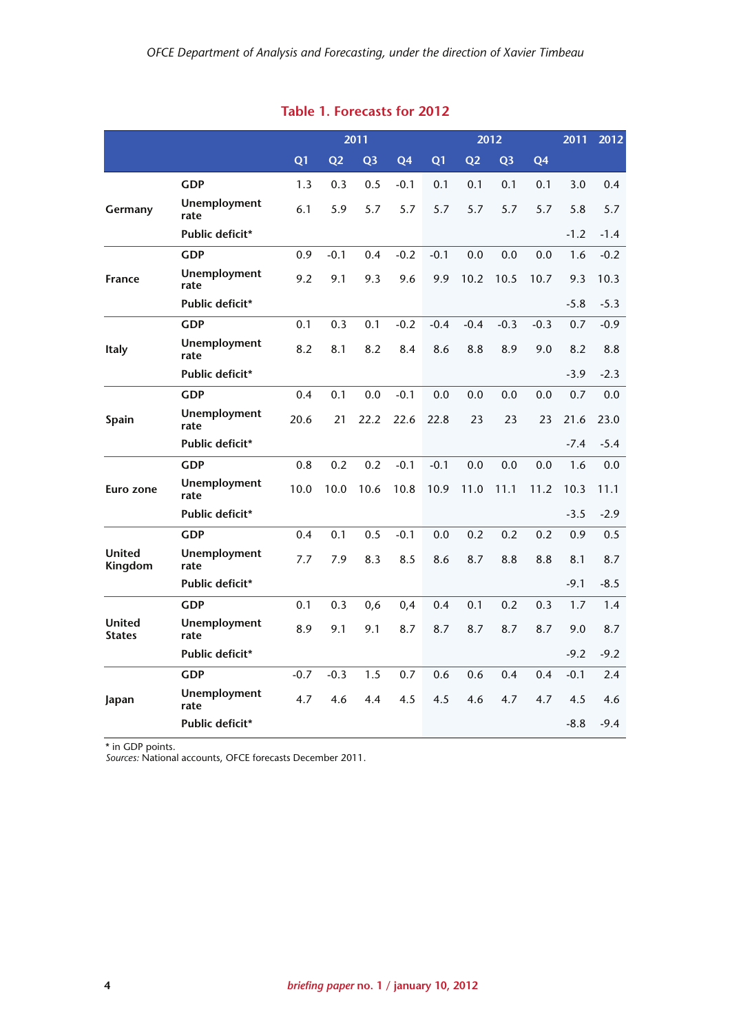## Table 1. Forecasts for 2012

| | | 2011 | | | | 2012 | | | | 2011 | 2012 |
|---|---|---|---|---|---|---|---|---|---|---|---|
| | | Q1 | Q2 | Q3 | Q4 | Q1 | Q2 | Q3 | Q4 | | |
| **Germany** | **GDP** | 1.3 | 0.3 | 0.5 | -0.1 | 0.1 | 0.1 | 0.1 | 0.1 | 3.0 | 0.4 |
| | **Unemployment rate** | 6.1 | 5.9 | 5.7 | 5.7 | 5.7 | 5.7 | 5.7 | 5.7 | 5.8 | 5.7 |
| | **Public deficit*** | | | | | | | | | -1.2 | -1.4 |
| **France** | **GDP** | 0.9 | -0.1 | 0.4 | -0.2 | -0.1 | 0.0 | 0.0 | 0.0 | 1.6 | -0.2 |
| | **Unemployment rate** | 9.2 | 9.1 | 9.3 | 9.6 | 9.9 | 10.2 | 10.5 | 10.7 | 9.3 | 10.3 |
| | **Public deficit*** | | | | | | | | | -5.8 | -5.3 |
| **Italy** | **GDP** | 0.1 | 0.3 | 0.1 | -0.2 | -0.4 | -0.4 | -0.3 | -0.3 | 0.7 | -0.9 |
| | **Unemployment rate** | 8.2 | 8.1 | 8.2 | 8.4 | 8.6 | 8.8 | 8.9 | 9.0 | 8.2 | 8.8 |
| | **Public deficit*** | | | | | | | | | -3.9 | -2.3 |
| **Spain** | **GDP** | 0.4 | 0.1 | 0.0 | -0.1 | 0.0 | 0.0 | 0.0 | 0.0 | 0.7 | 0.0 |
| | **Unemployment rate** | 20.6 | 21 | 22.2 | 22.6 | 22.8 | 23 | 23 | 23 | 21.6 | 23.0 |
| | **Public deficit*** | | | | | | | | | -7.4 | -5.4 |
| **Euro zone** | **GDP** | 0.8 | 0.2 | 0.2 | -0.1 | -0.1 | 0.0 | 0.0 | 0.0 | 1.6 | 0.0 |
| | **Unemployment rate** | 10.0 | 10.0 | 10.6 | 10.8 | 10.9 | 11.0 | 11.1 | 11.2 | 10.3 | 11.1 |
| | **Public deficit*** | | | | | | | | | -3.5 | -2.9 |
| **United Kingdom** | **GDP** | 0.4 | 0.1 | 0.5 | -0.1 | 0.0 | 0.2 | 0.2 | 0.2 | 0.9 | 0.5 |
| | **Unemployment rate** | 7.7 | 7.9 | 8.3 | 8.5 | 8.6 | 8.7 | 8.8 | 8.8 | 8.1 | 8.7 |
| | **Public deficit*** | | | | | | | | | -9.1 | -8.5 |
| **United States** | **GDP** | 0.1 | 0.3 | 0,6 | 0,4 | 0.4 | 0.1 | 0.2 | 0.3 | 1.7 | 1.4 |
| | **Unemployment rate** | 8.9 | 9.1 | 9.1 | 8.7 | 8.7 | 8.7 | 8.7 | 8.7 | 9.0 | 8.7 |
| | **Public deficit*** | | | | | | | | | -9.2 | -9.2 |
| **Japan** | **GDP** | -0.7 | -0.3 | 1.5 | 0.7 | 0.6 | 0.6 | 0.4 | 0.4 | -0.1 | 2.4 |
| | **Unemployment rate** | 4.7 | 4.6 | 4.4 | 4.5 | 4.5 | 4.6 | 4.7 | 4.7 | 4.5 | 4.6 |
| | **Public deficit*** | | | | | | | | | -8.8 | -9.4 |

* in GDP points.
*Sources:* National accounts, OFCE forecasts December 2011.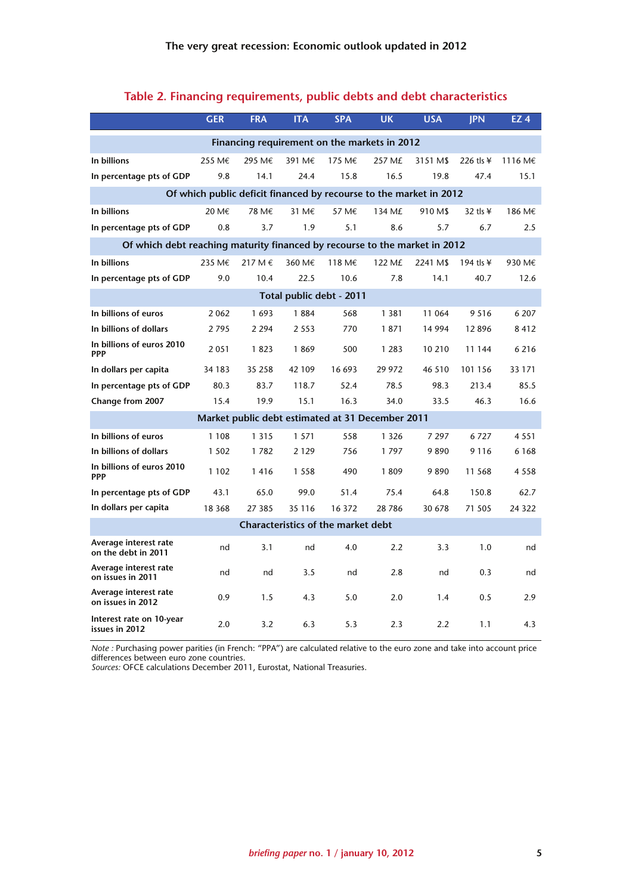## Table 2. Financing requirements, public debts and debt characteristics

| | GER | FRA | ITA | SPA | UK | USA | JPN | EZ 4 |
|---|---|---|---|---|---|---|---|---|
| **Financing requirement on the markets in 2012** | | | | | | | | |
| In billions | 255 M€ | 295 M€ | 391 M€ | 175 M€ | 257 M£ | 3151 M$ | 226 tls ¥ | 1116 M€ |
| In percentage pts of GDP | 9.8 | 14.1 | 24.4 | 15.8 | 16.5 | 19.8 | 47.4 | 15.1 |
| **Of which public deficit financed by recourse to the market in 2012** | | | | | | | | |
| In billions | 20 M€ | 78 M€ | 31 M€ | 57 M€ | 134 M£ | 910 M$ | 32 tls ¥ | 186 M€ |
| In percentage pts of GDP | 0.8 | 3.7 | 1.9 | 5.1 | 8.6 | 5.7 | 6.7 | 2.5 |
| **Of which debt reaching maturity financed by recourse to the market in 2012** | | | | | | | | |
| In billions | 235 M€ | 217 M € | 360 M€ | 118 M€ | 122 M£ | 2241 M$ | 194 tls ¥ | 930 M€ |
| In percentage pts of GDP | 9.0 | 10.4 | 22.5 | 10.6 | 7.8 | 14.1 | 40.7 | 12.6 |
| **Total public debt - 2011** | | | | | | | | |
| In billions of euros | 2 062 | 1 693 | 1 884 | 568 | 1 381 | 11 064 | 9 516 | 6 207 |
| In billions of dollars | 2 795 | 2 294 | 2 553 | 770 | 1 871 | 14 994 | 12 896 | 8 412 |
| In billions of euros 2010 PPP | 2 051 | 1 823 | 1 869 | 500 | 1 283 | 10 210 | 11 144 | 6 216 |
| In dollars per capita | 34 183 | 35 258 | 42 109 | 16 693 | 29 972 | 46 510 | 101 156 | 33 171 |
| In percentage pts of GDP | 80.3 | 83.7 | 118.7 | 52.4 | 78.5 | 98.3 | 213.4 | 85.5 |
| Change from 2007 | 15.4 | 19.9 | 15.1 | 16.3 | 34.0 | 33.5 | 46.3 | 16.6 |
| **Market public debt estimated at 31 December 2011** | | | | | | | | |
| In billions of euros | 1 108 | 1 315 | 1 571 | 558 | 1 326 | 7 297 | 6 727 | 4 551 |
| In billions of dollars | 1 502 | 1 782 | 2 129 | 756 | 1 797 | 9 890 | 9 116 | 6 168 |
| In billions of euros 2010 PPP | 1 102 | 1 416 | 1 558 | 490 | 1 809 | 9 890 | 11 568 | 4 558 |
| In percentage pts of GDP | 43.1 | 65.0 | 99.0 | 51.4 | 75.4 | 64.8 | 150.8 | 62.7 |
| In dollars per capita | 18 368 | 27 385 | 35 116 | 16 372 | 28 786 | 30 678 | 71 505 | 24 322 |
| **Characteristics of the market debt** | | | | | | | | |
| Average interest rate on the debt in 2011 | nd | 3.1 | nd | 4.0 | 2.2 | 3.3 | 1.0 | nd |
| Average interest rate on issues in 2011 | nd | nd | 3.5 | nd | 2.8 | nd | 0.3 | nd |
| Average interest rate on issues in 2012 | 0.9 | 1.5 | 4.3 | 5.0 | 2.0 | 1.4 | 0.5 | 2.9 |
| Interest rate on 10-year issues in 2012 | 2.0 | 3.2 | 6.3 | 5.3 | 2.3 | 2.2 | 1.1 | 4.3 |

*Note :* Purchasing power parities (in French: "PPA") are calculated relative to the euro zone and take into account price differences between euro zone countries.
*Sources:* OFCE calculations December 2011, Eurostat, National Treasuries.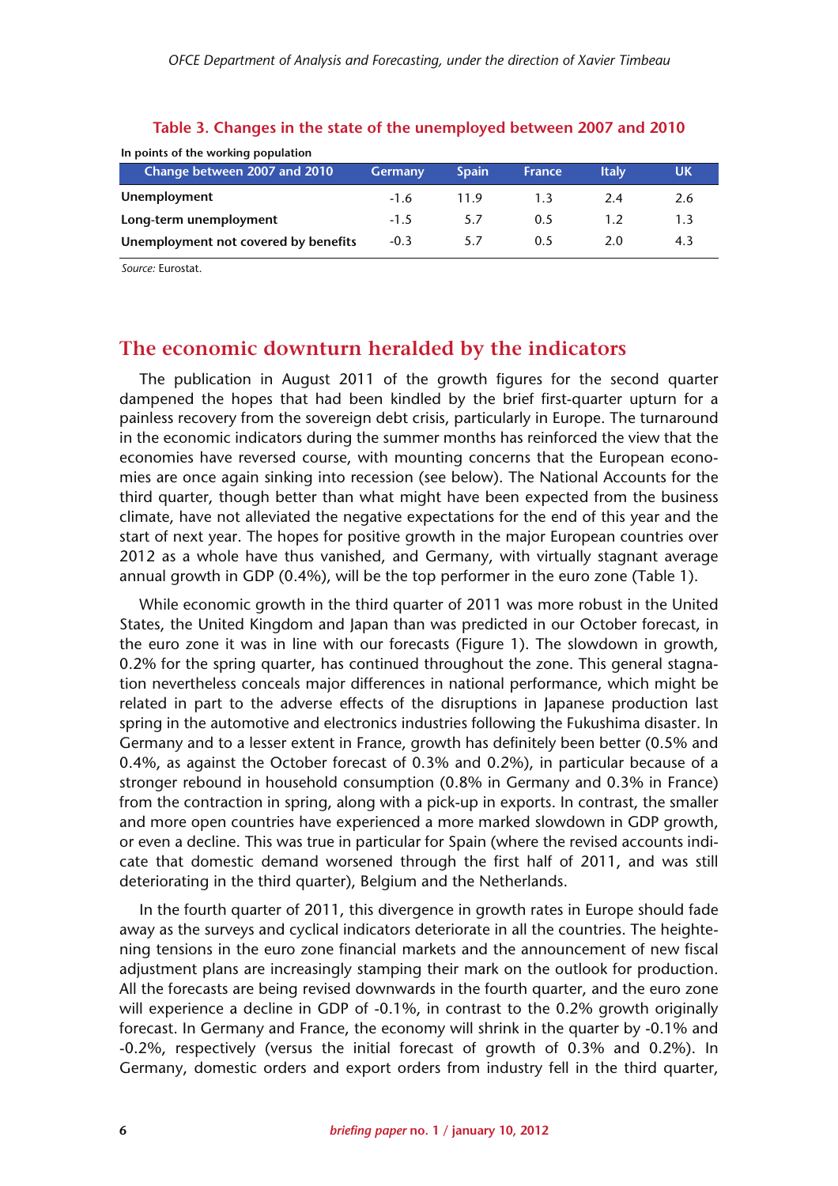**Table 3. Changes in the state of the unemployed between 2007 and 2010**

In points of the working population

| Change between 2007 and 2010 | Germany | Spain | France | Italy | UK |
|---|---|---|---|---|---|
| **Unemployment** | -1.6 | 11.9 | 1.3 | 2.4 | 2.6 |
| **Long-term unemployment** | -1.5 | 5.7 | 0.5 | 1.2 | 1.3 |
| **Unemployment not covered by benefits** | -0.3 | 5.7 | 0.5 | 2.0 | 4.3 |

*Source:* Eurostat.

## The economic downturn heralded by the indicators

The publication in August 2011 of the growth figures for the second quarter dampened the hopes that had been kindled by the brief first-quarter upturn for a painless recovery from the sovereign debt crisis, particularly in Europe. The turnaround in the economic indicators during the summer months has reinforced the view that the economies have reversed course, with mounting concerns that the European economies are once again sinking into recession (see below). The National Accounts for the third quarter, though better than what might have been expected from the business climate, have not alleviated the negative expectations for the end of this year and the start of next year. The hopes for positive growth in the major European countries over 2012 as a whole have thus vanished, and Germany, with virtually stagnant average annual growth in GDP (0.4%), will be the top performer in the euro zone (Table 1).

While economic growth in the third quarter of 2011 was more robust in the United States, the United Kingdom and Japan than was predicted in our October forecast, in the euro zone it was in line with our forecasts (Figure 1). The slowdown in growth, 0.2% for the spring quarter, has continued throughout the zone. This general stagnation nevertheless conceals major differences in national performance, which might be related in part to the adverse effects of the disruptions in Japanese production last spring in the automotive and electronics industries following the Fukushima disaster. In Germany and to a lesser extent in France, growth has definitely been better (0.5% and 0.4%, as against the October forecast of 0.3% and 0.2%), in particular because of a stronger rebound in household consumption (0.8% in Germany and 0.3% in France) from the contraction in spring, along with a pick-up in exports. In contrast, the smaller and more open countries have experienced a more marked slowdown in GDP growth, or even a decline. This was true in particular for Spain (where the revised accounts indicate that domestic demand worsened through the first half of 2011, and was still deteriorating in the third quarter), Belgium and the Netherlands.

In the fourth quarter of 2011, this divergence in growth rates in Europe should fade away as the surveys and cyclical indicators deteriorate in all the countries. The heightening tensions in the euro zone financial markets and the announcement of new fiscal adjustment plans are increasingly stamping their mark on the outlook for production. All the forecasts are being revised downwards in the fourth quarter, and the euro zone will experience a decline in GDP of -0.1%, in contrast to the 0.2% growth originally forecast. In Germany and France, the economy will shrink in the quarter by -0.1% and -0.2%, respectively (versus the initial forecast of growth of 0.3% and 0.2%). In Germany, domestic orders and export orders from industry fell in the third quarter,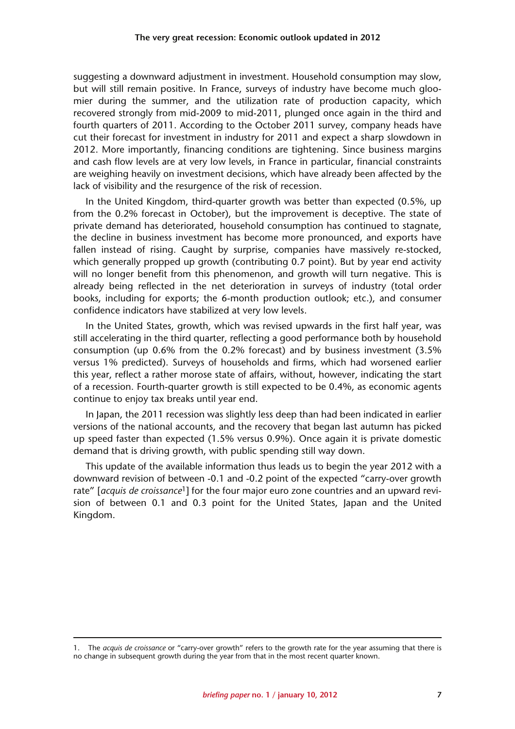suggesting a downward adjustment in investment. Household consumption may slow, but will still remain positive. In France, surveys of industry have become much gloomier during the summer, and the utilization rate of production capacity, which recovered strongly from mid-2009 to mid-2011, plunged once again in the third and fourth quarters of 2011. According to the October 2011 survey, company heads have cut their forecast for investment in industry for 2011 and expect a sharp slowdown in 2012. More importantly, financing conditions are tightening. Since business margins and cash flow levels are at very low levels, in France in particular, financial constraints are weighing heavily on investment decisions, which have already been affected by the lack of visibility and the resurgence of the risk of recession.

In the United Kingdom, third-quarter growth was better than expected (0.5%, up from the 0.2% forecast in October), but the improvement is deceptive. The state of private demand has deteriorated, household consumption has continued to stagnate, the decline in business investment has become more pronounced, and exports have fallen instead of rising. Caught by surprise, companies have massively re-stocked, which generally propped up growth (contributing 0.7 point). But by year end activity will no longer benefit from this phenomenon, and growth will turn negative. This is already being reflected in the net deterioration in surveys of industry (total order books, including for exports; the 6-month production outlook; etc.), and consumer confidence indicators have stabilized at very low levels.

In the United States, growth, which was revised upwards in the first half year, was still accelerating in the third quarter, reflecting a good performance both by household consumption (up 0.6% from the 0.2% forecast) and by business investment (3.5% versus 1% predicted). Surveys of households and firms, which had worsened earlier this year, reflect a rather morose state of affairs, without, however, indicating the start of a recession. Fourth-quarter growth is still expected to be 0.4%, as economic agents continue to enjoy tax breaks until year end.

In Japan, the 2011 recession was slightly less deep than had been indicated in earlier versions of the national accounts, and the recovery that began last autumn has picked up speed faster than expected (1.5% versus 0.9%). Once again it is private domestic demand that is driving growth, with public spending still way down.

This update of the available information thus leads us to begin the year 2012 with a downward revision of between -0.1 and -0.2 point of the expected "carry-over growth rate" [*acquis de croissance*[1]] for the four major euro zone countries and an upward revision of between 0.1 and 0.3 point for the United States, Japan and the United Kingdom.

---

1. The *acquis de croissance* or "carry-over growth" refers to the growth rate for the year assuming that there is no change in subsequent growth during the year from that in the most recent quarter known.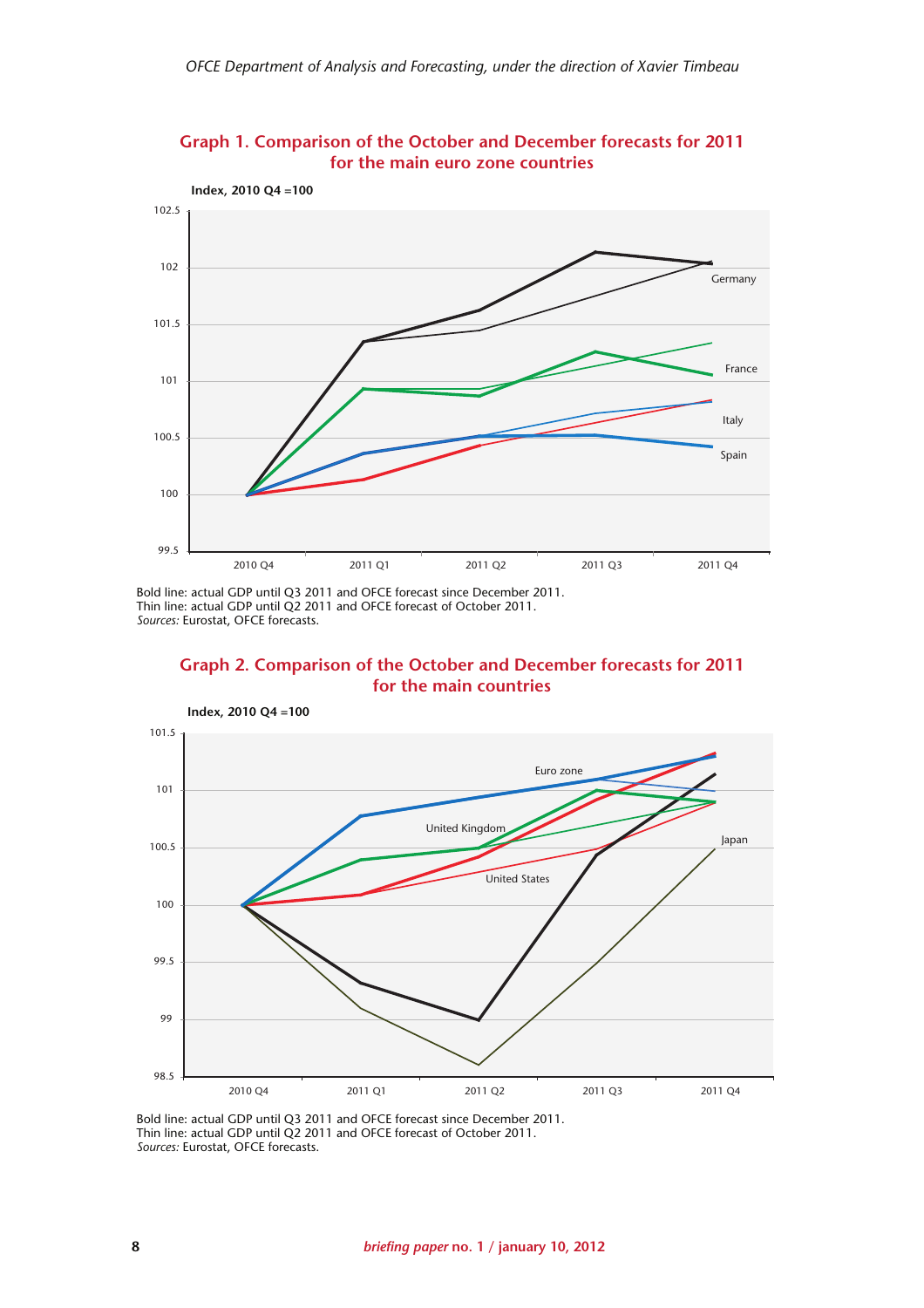### Graph 1. Comparison of the October and December forecasts for 2011 for the main euro zone countries

Index, 2010 Q4 =100

Bold line: actual GDP until Q3 2011 and OFCE forecast since December 2011.
Thin line: actual GDP until Q2 2011 and OFCE forecast of October 2011.
*Sources:* Eurostat, OFCE forecasts.

### Graph 2. Comparison of the October and December forecasts for 2011 for the main countries

Index, 2010 Q4 =100

Bold line: actual GDP until Q3 2011 and OFCE forecast since December 2011.
Thin line: actual GDP until Q2 2011 and OFCE forecast of October 2011.
*Sources:* Eurostat, OFCE forecasts.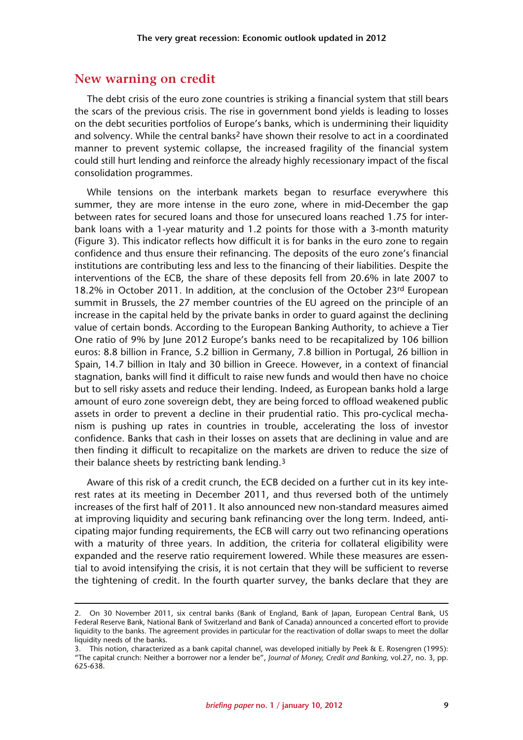## New warning on credit

The debt crisis of the euro zone countries is striking a financial system that still bears the scars of the previous crisis. The rise in government bond yields is leading to losses on the debt securities portfolios of Europe's banks, which is undermining their liquidity and solvency. While the central banks[2] have shown their resolve to act in a coordinated manner to prevent systemic collapse, the increased fragility of the financial system could still hurt lending and reinforce the already highly recessionary impact of the fiscal consolidation programmes.

While tensions on the interbank markets began to resurface everywhere this summer, they are more intense in the euro zone, where in mid-December the gap between rates for secured loans and those for unsecured loans reached 1.75 for inter-bank loans with a 1-year maturity and 1.2 points for those with a 3-month maturity (Figure 3). This indicator reflects how difficult it is for banks in the euro zone to regain confidence and thus ensure their refinancing. The deposits of the euro zone's financial institutions are contributing less and less to the financing of their liabilities. Despite the interventions of the ECB, the share of these deposits fell from 20.6% in late 2007 to 18.2% in October 2011. In addition, at the conclusion of the October 23rd European summit in Brussels, the 27 member countries of the EU agreed on the principle of an increase in the capital held by the private banks in order to guard against the declining value of certain bonds. According to the European Banking Authority, to achieve a Tier One ratio of 9% by June 2012 Europe's banks need to be recapitalized by 106 billion euros: 8.8 billion in France, 5.2 billion in Germany, 7.8 billion in Portugal, 26 billion in Spain, 14.7 billion in Italy and 30 billion in Greece. However, in a context of financial stagnation, banks will find it difficult to raise new funds and would then have no choice but to sell risky assets and reduce their lending. Indeed, as European banks hold a large amount of euro zone sovereign debt, they are being forced to offload weakened public assets in order to prevent a decline in their prudential ratio. This pro-cyclical mechanism is pushing up rates in countries in trouble, accelerating the loss of investor confidence. Banks that cash in their losses on assets that are declining in value and are then finding it difficult to recapitalize on the markets are driven to reduce the size of their balance sheets by restricting bank lending.[3]

Aware of this risk of a credit crunch, the ECB decided on a further cut in its key interest rates at its meeting in December 2011, and thus reversed both of the untimely increases of the first half of 2011. It also announced new non-standard measures aimed at improving liquidity and securing bank refinancing over the long term. Indeed, anticipating major funding requirements, the ECB will carry out two refinancing operations with a maturity of three years. In addition, the criteria for collateral eligibility were expanded and the reserve ratio requirement lowered. While these measures are essential to avoid intensifying the crisis, it is not certain that they will be sufficient to reverse the tightening of credit. In the fourth quarter survey, the banks declare that they are

---

2. On 30 November 2011, six central banks (Bank of England, Bank of Japan, European Central Bank, US Federal Reserve Bank, National Bank of Switzerland and Bank of Canada) announced a concerted effort to provide liquidity to the banks. The agreement provides in particular for the reactivation of dollar swaps to meet the dollar liquidity needs of the banks.

3. This notion, characterized as a bank capital channel, was developed initially by Peek & E. Rosengren (1995): "The capital crunch: Neither a borrower nor a lender be", *Journal of Money, Credit and Banking,* vol.27, no. 3, pp. 625-638.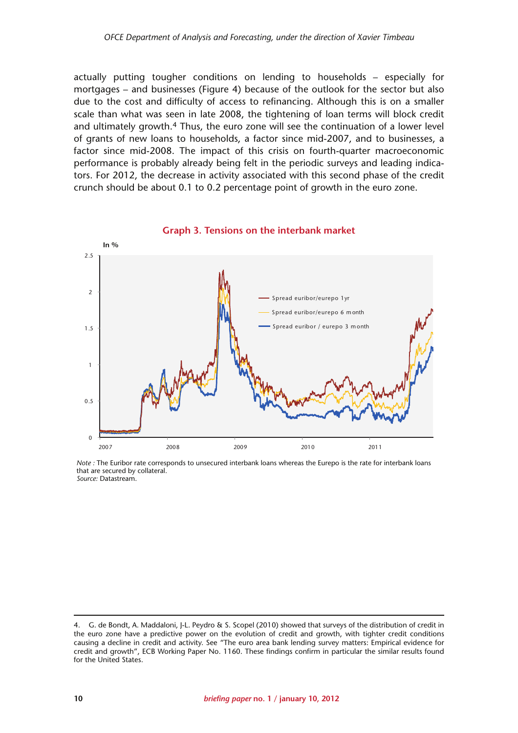actually putting tougher conditions on lending to households – especially for mortgages – and businesses (Figure 4) because of the outlook for the sector but also due to the cost and difficulty of access to refinancing. Although this is on a smaller scale than what was seen in late 2008, the tightening of loan terms will block credit and ultimately growth.[4] Thus, the euro zone will see the continuation of a lower level of grants of new loans to households, a factor since mid-2007, and to businesses, a factor since mid-2008. The impact of this crisis on fourth-quarter macroeconomic performance is probably already being felt in the periodic surveys and leading indicators. For 2012, the decrease in activity associated with this second phase of the credit crunch should be about 0.1 to 0.2 percentage point of growth in the euro zone.

**Graph 3. Tensions on the interbank market**

*Note :* The Euribor rate corresponds to unsecured interbank loans whereas the Eurepo is the rate for interbank loans that are secured by collateral.
*Source:* Datastream.

4. G. de Bondt, A. Maddaloni, J-L. Peydro & S. Scopel (2010) showed that surveys of the distribution of credit in the euro zone have a predictive power on the evolution of credit and growth, with tighter credit conditions causing a decline in credit and activity. See "The euro area bank lending survey matters: Empirical evidence for credit and growth", ECB Working Paper No. 1160. These findings confirm in particular the similar results found for the United States.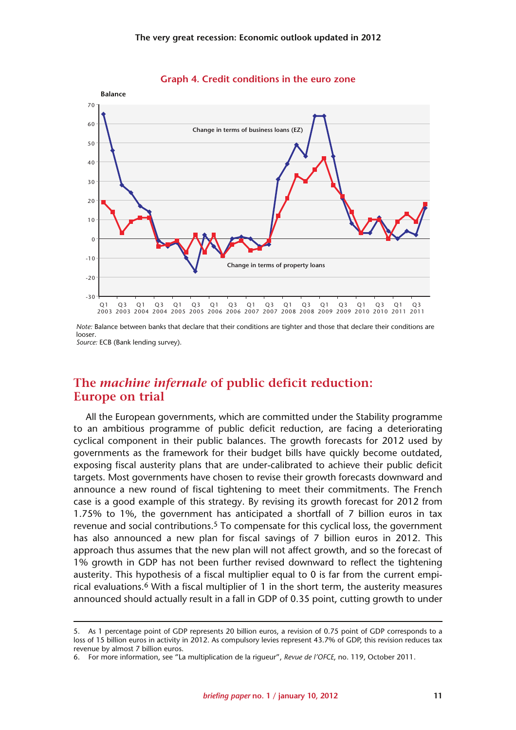**Graph 4. Credit conditions in the euro zone**

Note: Balance between banks that declare that their conditions are tighter and those that declare their conditions are looser.
*Source:* ECB (Bank lending survey).

## The *machine infernale* of public deficit reduction: Europe on trial

All the European governments, which are committed under the Stability programme to an ambitious programme of public deficit reduction, are facing a deteriorating cyclical component in their public balances. The growth forecasts for 2012 used by governments as the framework for their budget bills have quickly become outdated, exposing fiscal austerity plans that are under-calibrated to achieve their public deficit targets. Most governments have chosen to revise their growth forecasts downward and announce a new round of fiscal tightening to meet their commitments. The French case is a good example of this strategy. By revising its growth forecast for 2012 from 1.75% to 1%, the government has anticipated a shortfall of 7 billion euros in tax revenue and social contributions.[5] To compensate for this cyclical loss, the government has also announced a new plan for fiscal savings of 7 billion euros in 2012. This approach thus assumes that the new plan will not affect growth, and so the forecast of 1% growth in GDP has not been further revised downward to reflect the tightening austerity. This hypothesis of a fiscal multiplier equal to 0 is far from the current empirical evaluations.[6] With a fiscal multiplier of 1 in the short term, the austerity measures announced should actually result in a fall in GDP of 0.35 point, cutting growth to under

---

5. As 1 percentage point of GDP represents 20 billion euros, a revision of 0.75 point of GDP corresponds to a loss of 15 billion euros in activity in 2012. As compulsory levies represent 43.7% of GDP, this revision reduces tax revenue by almost 7 billion euros.

6. For more information, see "La multiplication de la rigueur", *Revue de l'OFCE*, no. 119, October 2011.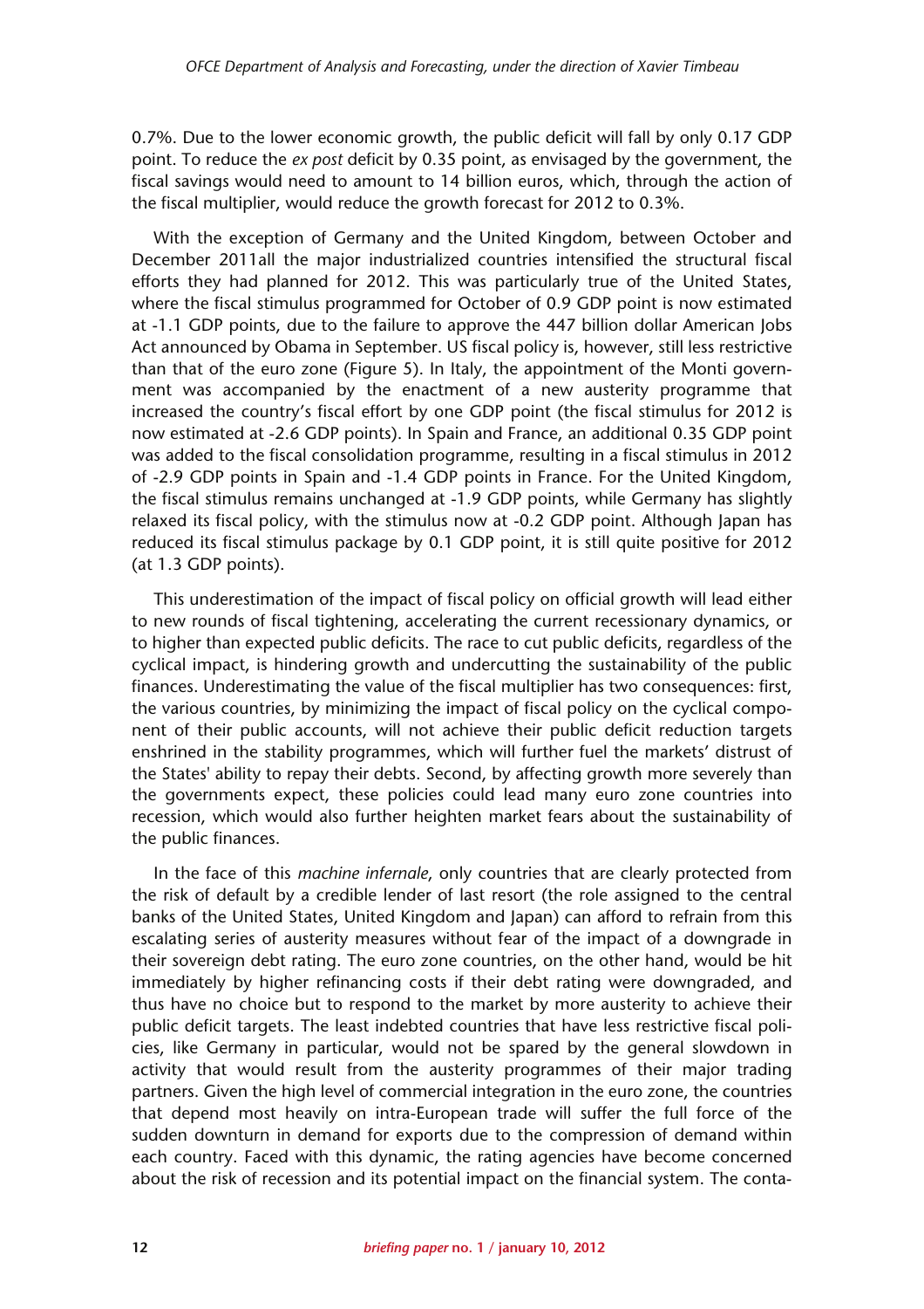0.7%. Due to the lower economic growth, the public deficit will fall by only 0.17 GDP point. To reduce the *ex post* deficit by 0.35 point, as envisaged by the government, the fiscal savings would need to amount to 14 billion euros, which, through the action of the fiscal multiplier, would reduce the growth forecast for 2012 to 0.3%.

With the exception of Germany and the United Kingdom, between October and December 2011all the major industrialized countries intensified the structural fiscal efforts they had planned for 2012. This was particularly true of the United States, where the fiscal stimulus programmed for October of 0.9 GDP point is now estimated at -1.1 GDP points, due to the failure to approve the 447 billion dollar American Jobs Act announced by Obama in September. US fiscal policy is, however, still less restrictive than that of the euro zone (Figure 5). In Italy, the appointment of the Monti government was accompanied by the enactment of a new austerity programme that increased the country's fiscal effort by one GDP point (the fiscal stimulus for 2012 is now estimated at -2.6 GDP points). In Spain and France, an additional 0.35 GDP point was added to the fiscal consolidation programme, resulting in a fiscal stimulus in 2012 of -2.9 GDP points in Spain and -1.4 GDP points in France. For the United Kingdom, the fiscal stimulus remains unchanged at -1.9 GDP points, while Germany has slightly relaxed its fiscal policy, with the stimulus now at -0.2 GDP point. Although Japan has reduced its fiscal stimulus package by 0.1 GDP point, it is still quite positive for 2012 (at 1.3 GDP points).

This underestimation of the impact of fiscal policy on official growth will lead either to new rounds of fiscal tightening, accelerating the current recessionary dynamics, or to higher than expected public deficits. The race to cut public deficits, regardless of the cyclical impact, is hindering growth and undercutting the sustainability of the public finances. Underestimating the value of the fiscal multiplier has two consequences: first, the various countries, by minimizing the impact of fiscal policy on the cyclical component of their public accounts, will not achieve their public deficit reduction targets enshrined in the stability programmes, which will further fuel the markets' distrust of the States' ability to repay their debts. Second, by affecting growth more severely than the governments expect, these policies could lead many euro zone countries into recession, which would also further heighten market fears about the sustainability of the public finances.

In the face of this *machine infernale*, only countries that are clearly protected from the risk of default by a credible lender of last resort (the role assigned to the central banks of the United States, United Kingdom and Japan) can afford to refrain from this escalating series of austerity measures without fear of the impact of a downgrade in their sovereign debt rating. The euro zone countries, on the other hand, would be hit immediately by higher refinancing costs if their debt rating were downgraded, and thus have no choice but to respond to the market by more austerity to achieve their public deficit targets. The least indebted countries that have less restrictive fiscal policies, like Germany in particular, would not be spared by the general slowdown in activity that would result from the austerity programmes of their major trading partners. Given the high level of commercial integration in the euro zone, the countries that depend most heavily on intra-European trade will suffer the full force of the sudden downturn in demand for exports due to the compression of demand within each country. Faced with this dynamic, the rating agencies have become concerned about the risk of recession and its potential impact on the financial system. The conta-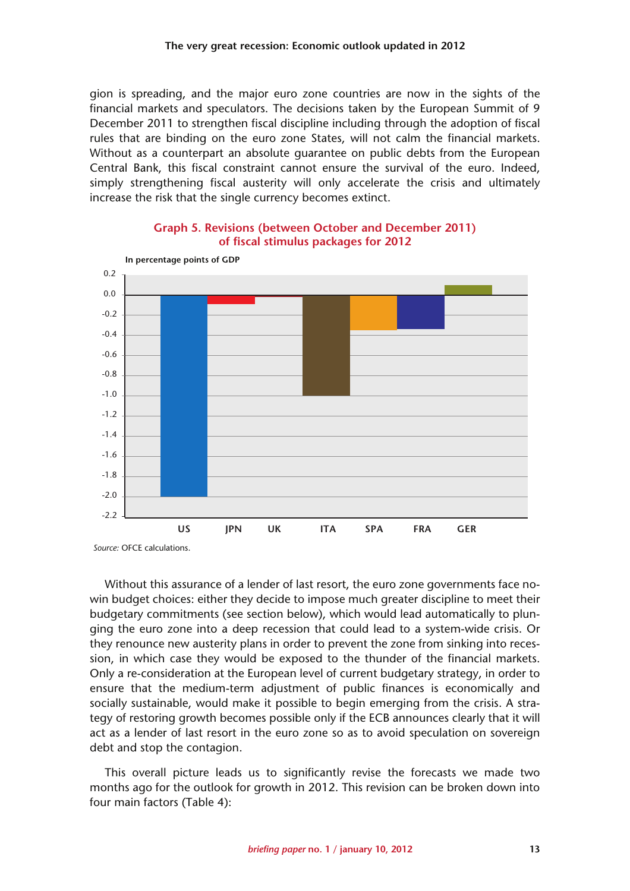gion is spreading, and the major euro zone countries are now in the sights of the financial markets and speculators. The decisions taken by the European Summit of 9 December 2011 to strengthen fiscal discipline including through the adoption of fiscal rules that are binding on the euro zone States, will not calm the financial markets. Without as a counterpart an absolute guarantee on public debts from the European Central Bank, this fiscal constraint cannot ensure the survival of the euro. Indeed, simply strengthening fiscal austerity will only accelerate the crisis and ultimately increase the risk that the single currency becomes extinct.

**Graph 5. Revisions (between October and December 2011) of fiscal stimulus packages for 2012**

In percentage points of GDP

| | US | JPN | UK | ITA | SPA | FRA | GER |
|---|---|---|---|---|---|---|---|
| Revision | -2.0 | -0.09 | -0.02 | -1.0 | -0.35 | -0.34 | 0.1 |

*Source:* OFCE calculations.

Without this assurance of a lender of last resort, the euro zone governments face no-win budget choices: either they decide to impose much greater discipline to meet their budgetary commitments (see section below), which would lead automatically to plunging the euro zone into a deep recession that could lead to a system-wide crisis. Or they renounce new austerity plans in order to prevent the zone from sinking into recession, in which case they would be exposed to the thunder of the financial markets. Only a re-consideration at the European level of current budgetary strategy, in order to ensure that the medium-term adjustment of public finances is economically and socially sustainable, would make it possible to begin emerging from the crisis. A strategy of restoring growth becomes possible only if the ECB announces clearly that it will act as a lender of last resort in the euro zone so as to avoid speculation on sovereign debt and stop the contagion.

This overall picture leads us to significantly revise the forecasts we made two months ago for the outlook for growth in 2012. This revision can be broken down into four main factors (Table 4):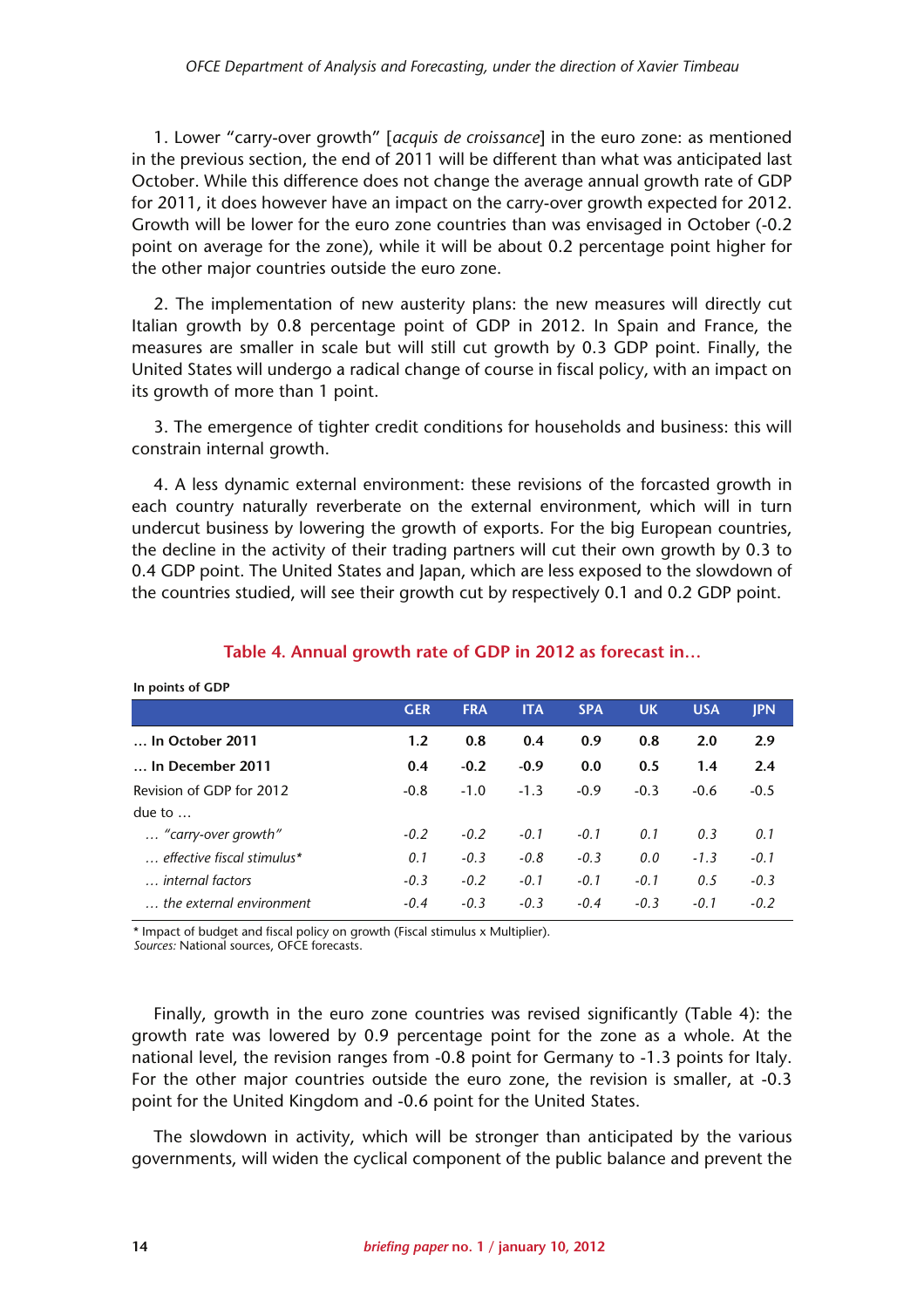1. Lower “carry-over growth” [*acquis de croissance*] in the euro zone: as mentioned in the previous section, the end of 2011 will be different than what was anticipated last October. While this difference does not change the average annual growth rate of GDP for 2011, it does however have an impact on the carry-over growth expected for 2012. Growth will be lower for the euro zone countries than was envisaged in October (-0.2 point on average for the zone), while it will be about 0.2 percentage point higher for the other major countries outside the euro zone.

2. The implementation of new austerity plans: the new measures will directly cut Italian growth by 0.8 percentage point of GDP in 2012. In Spain and France, the measures are smaller in scale but will still cut growth by 0.3 GDP point. Finally, the United States will undergo a radical change of course in fiscal policy, with an impact on its growth of more than 1 point.

3. The emergence of tighter credit conditions for households and business: this will constrain internal growth.

4. A less dynamic external environment: these revisions of the forcasted growth in each country naturally reverberate on the external environment, which will in turn undercut business by lowering the growth of exports. For the big European countries, the decline in the activity of their trading partners will cut their own growth by 0.3 to 0.4 GDP point. The United States and Japan, which are less exposed to the slowdown of the countries studied, will see their growth cut by respectively 0.1 and 0.2 GDP point.

**Table 4. Annual growth rate of GDP in 2012 as forecast in…**

**In points of GDP**

| | GER | FRA | ITA | SPA | UK | USA | JPN |
|---|---|---|---|---|---|---|---|
| **… In October 2011** | **1.2** | **0.8** | **0.4** | **0.9** | **0.8** | **2.0** | **2.9** |
| **… In December 2011** | **0.4** | **-0.2** | **-0.9** | **0.0** | **0.5** | **1.4** | **2.4** |
| Revision of GDP for 2012 | -0.8 | -1.0 | -1.3 | -0.9 | -0.3 | -0.6 | -0.5 |
| due to … | | | | | | | |
| *… “carry-over growth”* | *-0.2* | *-0.2* | *-0.1* | *-0.1* | *0.1* | *0.3* | *0.1* |
| *… effective fiscal stimulus** | *0.1* | *-0.3* | *-0.8* | *-0.3* | *0.0* | *-1.3* | *-0.1* |
| *… internal factors* | *-0.3* | *-0.2* | *-0.1* | *-0.1* | *-0.1* | *0.5* | *-0.3* |
| *… the external environment* | *-0.4* | *-0.3* | *-0.3* | *-0.4* | *-0.3* | *-0.1* | *-0.2* |

* Impact of budget and fiscal policy on growth (Fiscal stimulus x Multiplier).
*Sources:* National sources, OFCE forecasts.

Finally, growth in the euro zone countries was revised significantly (Table 4): the growth rate was lowered by 0.9 percentage point for the zone as a whole. At the national level, the revision ranges from -0.8 point for Germany to -1.3 points for Italy. For the other major countries outside the euro zone, the revision is smaller, at -0.3 point for the United Kingdom and -0.6 point for the United States.

The slowdown in activity, which will be stronger than anticipated by the various governments, will widen the cyclical component of the public balance and prevent the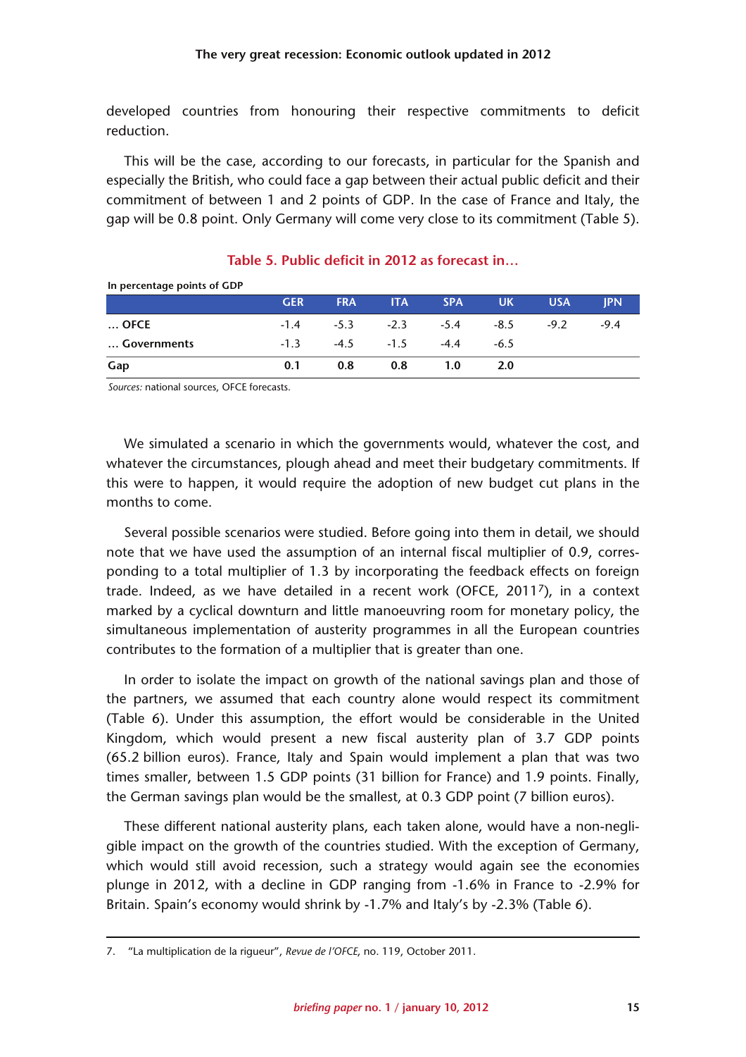developed countries from honouring their respective commitments to deficit reduction.

This will be the case, according to our forecasts, in particular for the Spanish and especially the British, who could face a gap between their actual public deficit and their commitment of between 1 and 2 points of GDP. In the case of France and Italy, the gap will be 0.8 point. Only Germany will come very close to its commitment (Table 5).

**Table 5. Public deficit in 2012 as forecast in…**

**In percentage points of GDP**

| | GER | FRA | ITA | SPA | UK | USA | JPN |
|---|---|---|---|---|---|---|---|
| **… OFCE** | -1.4 | -5.3 | -2.3 | -5.4 | -8.5 | -9.2 | -9.4 |
| **… Governments** | -1.3 | -4.5 | -1.5 | -4.4 | -6.5 | | |
| **Gap** | **0.1** | **0.8** | **0.8** | **1.0** | **2.0** | | |

*Sources:* national sources, OFCE forecasts.

We simulated a scenario in which the governments would, whatever the cost, and whatever the circumstances, plough ahead and meet their budgetary commitments. If this were to happen, it would require the adoption of new budget cut plans in the months to come.

Several possible scenarios were studied. Before going into them in detail, we should note that we have used the assumption of an internal fiscal multiplier of 0.9, corresponding to a total multiplier of 1.3 by incorporating the feedback effects on foreign trade. Indeed, as we have detailed in a recent work (OFCE, 2011[7]), in a context marked by a cyclical downturn and little manoeuvring room for monetary policy, the simultaneous implementation of austerity programmes in all the European countries contributes to the formation of a multiplier that is greater than one.

In order to isolate the impact on growth of the national savings plan and those of the partners, we assumed that each country alone would respect its commitment (Table 6). Under this assumption, the effort would be considerable in the United Kingdom, which would present a new fiscal austerity plan of 3.7 GDP points (65.2 billion euros). France, Italy and Spain would implement a plan that was two times smaller, between 1.5 GDP points (31 billion for France) and 1.9 points. Finally, the German savings plan would be the smallest, at 0.3 GDP point (7 billion euros).

These different national austerity plans, each taken alone, would have a non-negligible impact on the growth of the countries studied. With the exception of Germany, which would still avoid recession, such a strategy would again see the economies plunge in 2012, with a decline in GDP ranging from -1.6% in France to -2.9% for Britain. Spain's economy would shrink by -1.7% and Italy's by -2.3% (Table 6).

---

7. "La multiplication de la rigueur", *Revue de l'OFCE*, no. 119, October 2011.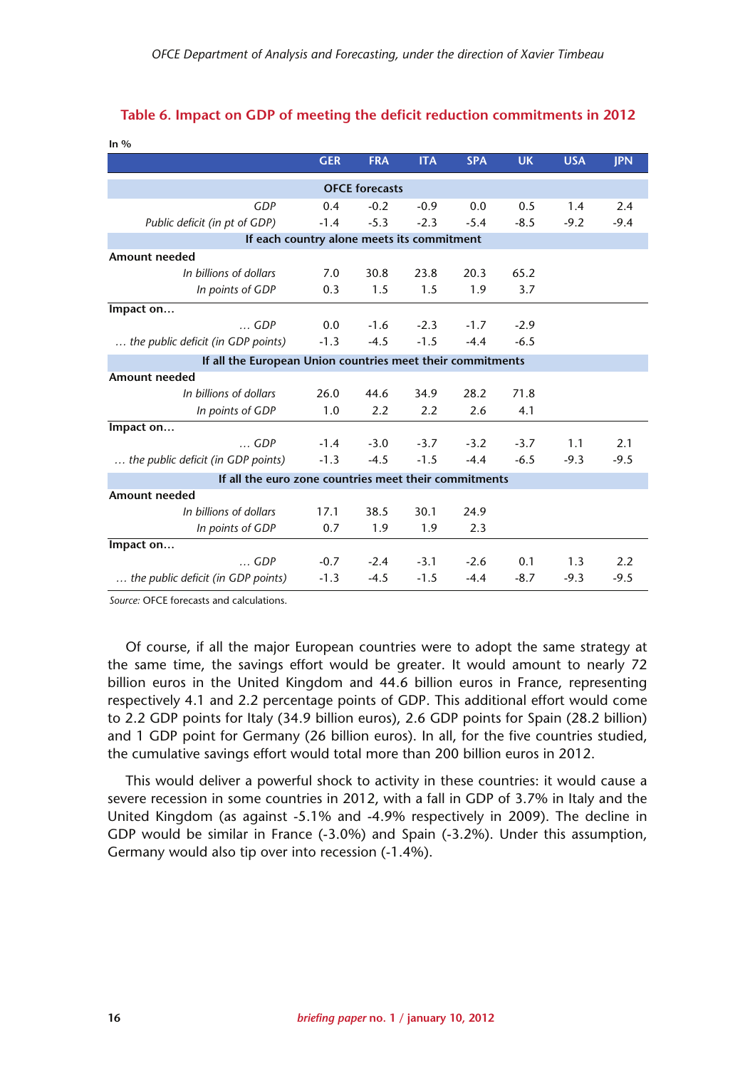**Table 6. Impact on GDP of meeting the deficit reduction commitments in 2012**

In %

| | GER | FRA | ITA | SPA | UK | USA | JPN |
|---|---|---|---|---|---|---|---|
| **OFCE forecasts** | | | | | | | |
| *GDP* | 0.4 | -0.2 | -0.9 | 0.0 | 0.5 | 1.4 | 2.4 |
| *Public deficit (in pt of GDP)* | -1.4 | -5.3 | -2.3 | -5.4 | -8.5 | -9.2 | -9.4 |
| **If each country alone meets its commitment** | | | | | | | |
| **Amount needed** | | | | | | | |
| *In billions of dollars* | 7.0 | 30.8 | 23.8 | 20.3 | 65.2 | | |
| *In points of GDP* | 0.3 | 1.5 | 1.5 | 1.9 | 3.7 | | |
| **Impact on…** | | | | | | | |
| *… GDP* | 0.0 | -1.6 | -2.3 | -1.7 | -2.9 | | |
| *… the public deficit (in GDP points)* | -1.3 | -4.5 | -1.5 | -4.4 | -6.5 | | |
| **If all the European Union countries meet their commitments** | | | | | | | |
| **Amount needed** | | | | | | | |
| *In billions of dollars* | 26.0 | 44.6 | 34.9 | 28.2 | 71.8 | | |
| *In points of GDP* | 1.0 | 2.2 | 2.2 | 2.6 | 4.1 | | |
| **Impact on…** | | | | | | | |
| *… GDP* | -1.4 | -3.0 | -3.7 | -3.2 | -3.7 | 1.1 | 2.1 |
| *… the public deficit (in GDP points)* | -1.3 | -4.5 | -1.5 | -4.4 | -6.5 | -9.3 | -9.5 |
| **If all the euro zone countries meet their commitments** | | | | | | | |
| **Amount needed** | | | | | | | |
| *In billions of dollars* | 17.1 | 38.5 | 30.1 | 24.9 | | | |
| *In points of GDP* | 0.7 | 1.9 | 1.9 | 2.3 | | | |
| **Impact on…** | | | | | | | |
| *… GDP* | -0.7 | -2.4 | -3.1 | -2.6 | 0.1 | 1.3 | 2.2 |
| *… the public deficit (in GDP points)* | -1.3 | -4.5 | -1.5 | -4.4 | -8.7 | -9.3 | -9.5 |

*Source:* OFCE forecasts and calculations.

Of course, if all the major European countries were to adopt the same strategy at the same time, the savings effort would be greater. It would amount to nearly 72 billion euros in the United Kingdom and 44.6 billion euros in France, representing respectively 4.1 and 2.2 percentage points of GDP. This additional effort would come to 2.2 GDP points for Italy (34.9 billion euros), 2.6 GDP points for Spain (28.2 billion) and 1 GDP point for Germany (26 billion euros). In all, for the five countries studied, the cumulative savings effort would total more than 200 billion euros in 2012.

This would deliver a powerful shock to activity in these countries: it would cause a severe recession in some countries in 2012, with a fall in GDP of 3.7% in Italy and the United Kingdom (as against -5.1% and -4.9% respectively in 2009). The decline in GDP would be similar in France (-3.0%) and Spain (-3.2%). Under this assumption, Germany would also tip over into recession (-1.4%).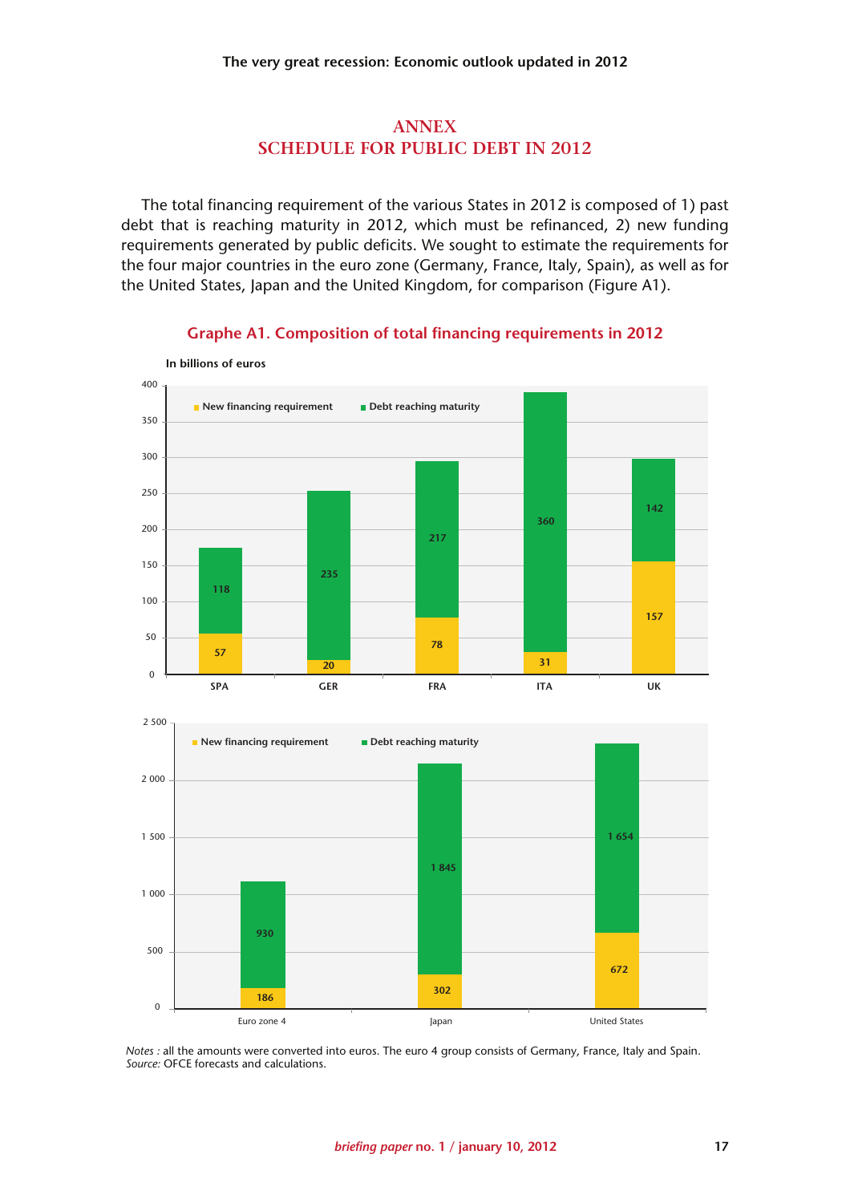## ANNEX
## SCHEDULE FOR PUBLIC DEBT IN 2012

The total financing requirement of the various States in 2012 is composed of 1) past debt that is reaching maturity in 2012, which must be refinanced, 2) new funding requirements generated by public deficits. We sought to estimate the requirements for the four major countries in the euro zone (Germany, France, Italy, Spain), as well as for the United States, Japan and the United Kingdom, for comparison (Figure A1).

### Graphe A1. Composition of total financing requirements in 2012

In billions of euros

| | SPA | GER | FRA | ITA | UK |
|---|---|---|---|---|---|
| New financing requirement | 57 | 20 | 78 | 31 | 157 |
| Debt reaching maturity | 118 | 235 | 217 | 360 | 142 |

| | Euro zone 4 | Japan | United States |
|---|---|---|---|
| New financing requirement | 186 | 302 | 672 |
| Debt reaching maturity | 930 | 1 845 | 1 654 |

*Notes :* all the amounts were converted into euros. The euro 4 group consists of Germany, France, Italy and Spain.
*Source:* OFCE forecasts and calculations.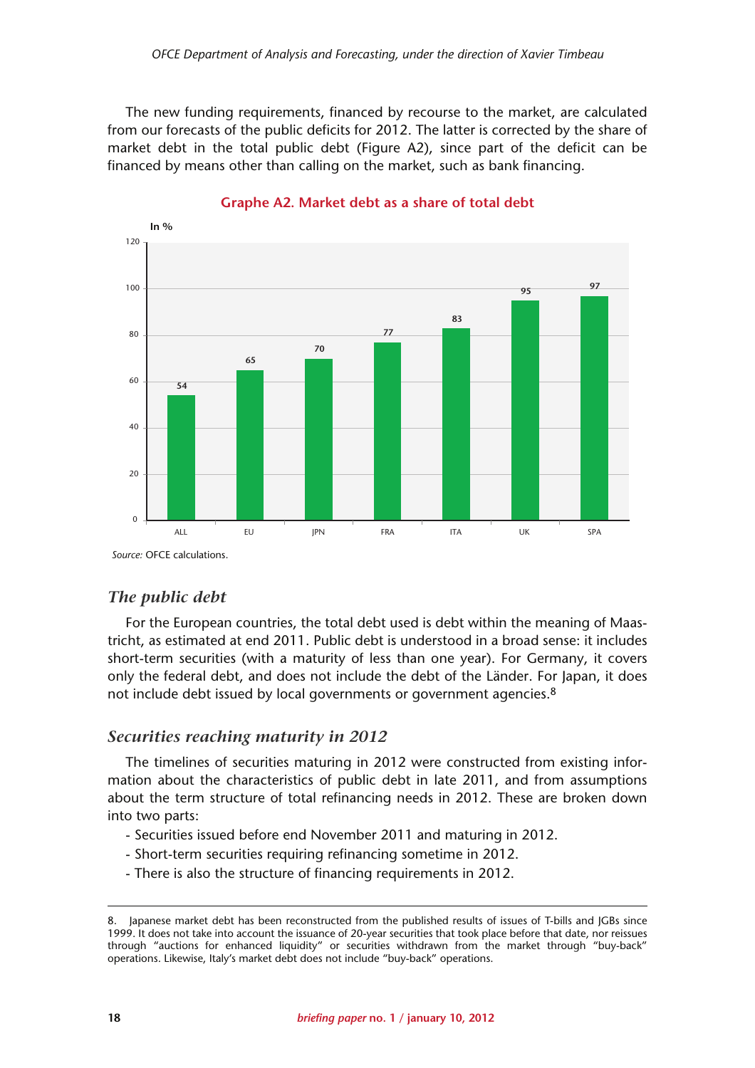The new funding requirements, financed by recourse to the market, are calculated from our forecasts of the public deficits for 2012. The latter is corrected by the share of market debt in the total public debt (Figure A2), since part of the deficit can be financed by means other than calling on the market, such as bank financing.

**Graphe A2. Market debt as a share of total debt**

In %

| | ALL | EU | JPN | FRA | ITA | UK | SPA |
|---|---|---|---|---|---|---|---|
| Market debt as a share of total debt | 54 | 65 | 70 | 77 | 83 | 95 | 97 |

*Source:* OFCE calculations.

## *The public debt*

For the European countries, the total debt used is debt within the meaning of Maastricht, as estimated at end 2011. Public debt is understood in a broad sense: it includes short-term securities (with a maturity of less than one year). For Germany, it covers only the federal debt, and does not include the debt of the Länder. For Japan, it does not include debt issued by local governments or government agencies.[8]

## *Securities reaching maturity in 2012*

The timelines of securities maturing in 2012 were constructed from existing information about the characteristics of public debt in late 2011, and from assumptions about the term structure of total refinancing needs in 2012. These are broken down into two parts:

- Securities issued before end November 2011 and maturing in 2012.
- Short-term securities requiring refinancing sometime in 2012.
- There is also the structure of financing requirements in 2012.

8. Japanese market debt has been reconstructed from the published results of issues of T-bills and JGBs since 1999. It does not take into account the issuance of 20-year securities that took place before that date, nor reissues through "auctions for enhanced liquidity" or securities withdrawn from the market through "buy-back" operations. Likewise, Italy's market debt does not include "buy-back" operations.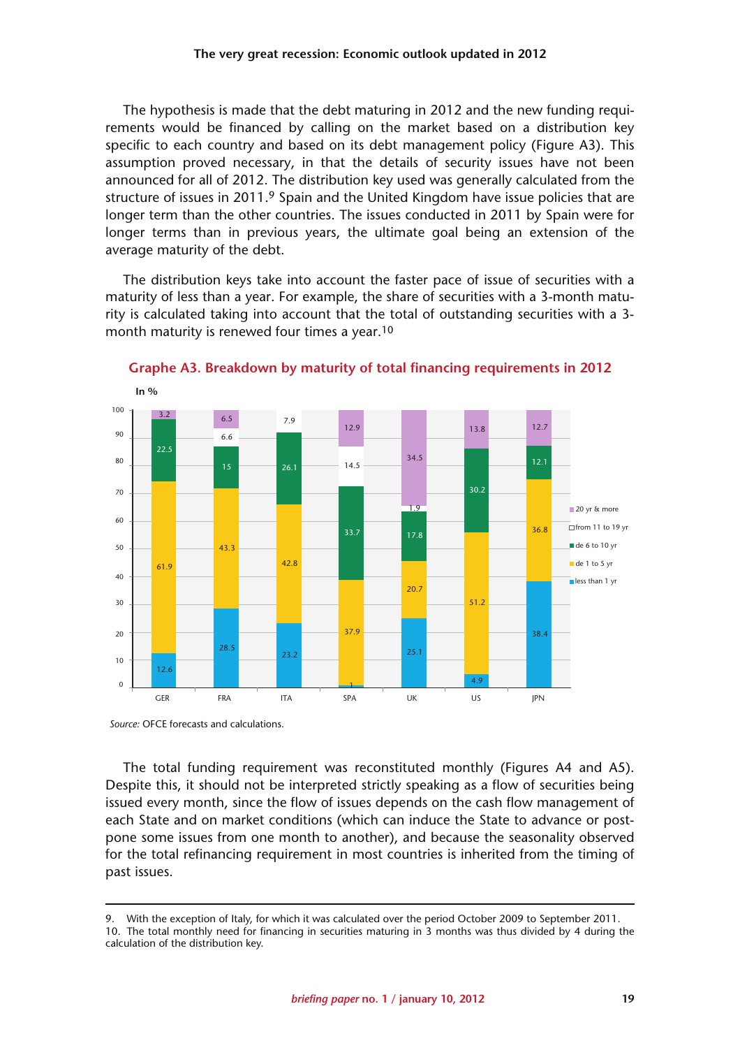The hypothesis is made that the debt maturing in 2012 and the new funding requirements would be financed by calling on the market based on a distribution key specific to each country and based on its debt management policy (Figure A3). This assumption proved necessary, in that the details of security issues have not been announced for all of 2012. The distribution key used was generally calculated from the structure of issues in 2011.[9] Spain and the United Kingdom have issue policies that are longer term than the other countries. The issues conducted in 2011 by Spain were for longer terms than in previous years, the ultimate goal being an extension of the average maturity of the debt.

The distribution keys take into account the faster pace of issue of securities with a maturity of less than a year. For example, the share of securities with a 3-month maturity is calculated taking into account that the total of outstanding securities with a 3-month maturity is renewed four times a year.[10]

**Graphe A3. Breakdown by maturity of total financing requirements in 2012**

In %

| | GER | FRA | ITA | SPA | UK | US | JPN |
|---|---|---|---|---|---|---|---|
| less than 1 yr | 12.6 | 28.5 | 23.2 | 1 | 25.1 | 4.9 | 38.4 |
| de 1 to 5 yr | 61.9 | 43.3 | 42.8 | 37.9 | 20.7 | 51.2 | 36.8 |
| de 6 to 10 yr | 22.5 | 15 | 26.1 | 33.7 | 17.8 | 30.2 | 12.1 |
| from 11 to 19 yr | | 6.6 | 7.9 | 14.5 | 1.9 | | |
| 20 yr & more | 3.2 | 6.5 | | 12.9 | 34.5 | 13.8 | 12.7 |

*Source:* OFCE forecasts and calculations.

The total funding requirement was reconstituted monthly (Figures A4 and A5). Despite this, it should not be interpreted strictly speaking as a flow of securities being issued every month, since the flow of issues depends on the cash flow management of each State and on market conditions (which can induce the State to advance or postpone some issues from one month to another), and because the seasonality observed for the total refinancing requirement in most countries is inherited from the timing of past issues.

---

9. With the exception of Italy, for which it was calculated over the period October 2009 to September 2011.
10. The total monthly need for financing in securities maturing in 3 months was thus divided by 4 during the calculation of the distribution key.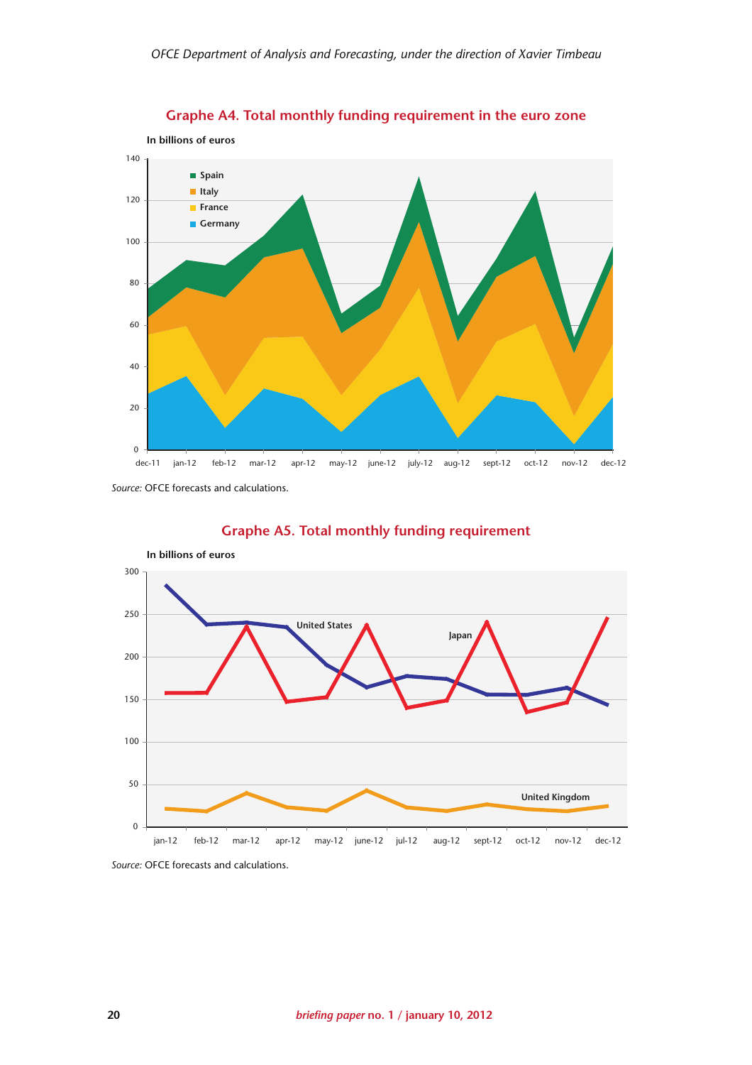## Graphe A4. Total monthly funding requirement in the euro zone

In billions of euros

Source: OFCE forecasts and calculations.

## Graphe A5. Total monthly funding requirement

In billions of euros

Source: OFCE forecasts and calculations.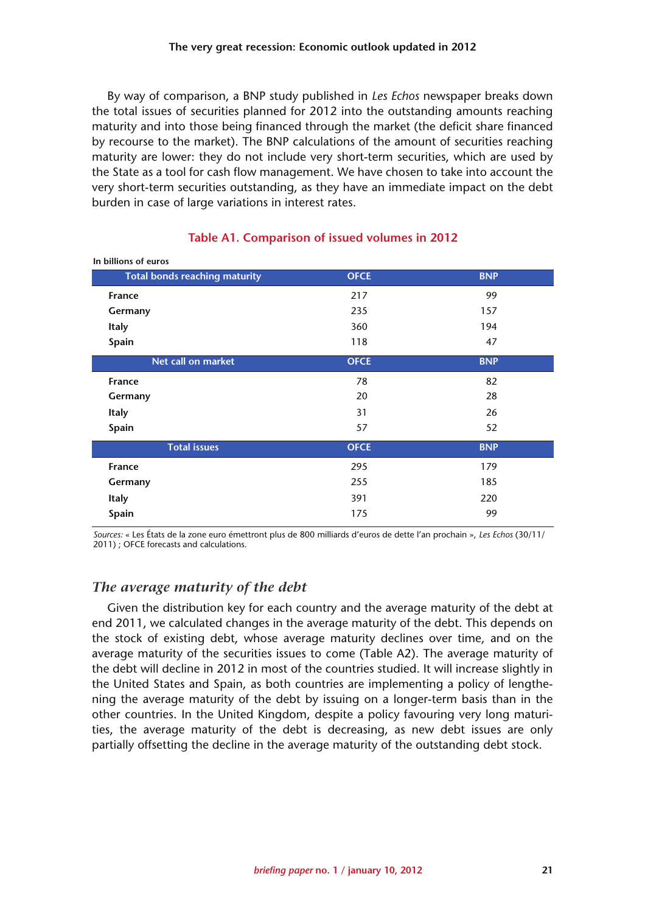By way of comparison, a BNP study published in *Les Echos* newspaper breaks down the total issues of securities planned for 2012 into the outstanding amounts reaching maturity and into those being financed through the market (the deficit share financed by recourse to the market). The BNP calculations of the amount of securities reaching maturity are lower: they do not include very short-term securities, which are used by the State as a tool for cash flow management. We have chosen to take into account the very short-term securities outstanding, as they have an immediate impact on the debt burden in case of large variations in interest rates.

### Table A1. Comparison of issued volumes in 2012

In billions of euros

| Total bonds reaching maturity | OFCE | BNP |
|---|---|---|
| **France** | 217 | 99 |
| **Germany** | 235 | 157 |
| **Italy** | 360 | 194 |
| **Spain** | 118 | 47 |
| **Net call on market** | **OFCE** | **BNP** |
| **France** | 78 | 82 |
| **Germany** | 20 | 28 |
| **Italy** | 31 | 26 |
| **Spain** | 57 | 52 |
| **Total issues** | **OFCE** | **BNP** |
| **France** | 295 | 179 |
| **Germany** | 255 | 185 |
| **Italy** | 391 | 220 |
| **Spain** | 175 | 99 |

*Sources:* « Les États de la zone euro émettront plus de 800 milliards d'euros de dette l'an prochain », *Les Echos* (30/11/2011) ; OFCE forecasts and calculations.

## *The average maturity of the debt*

Given the distribution key for each country and the average maturity of the debt at end 2011, we calculated changes in the average maturity of the debt. This depends on the stock of existing debt, whose average maturity declines over time, and on the average maturity of the securities issues to come (Table A2). The average maturity of the debt will decline in 2012 in most of the countries studied. It will increase slightly in the United States and Spain, as both countries are implementing a policy of lengthening the average maturity of the debt by issuing on a longer-term basis than in the other countries. In the United Kingdom, despite a policy favouring very long maturities, the average maturity of the debt is decreasing, as new debt issues are only partially offsetting the decline in the average maturity of the outstanding debt stock.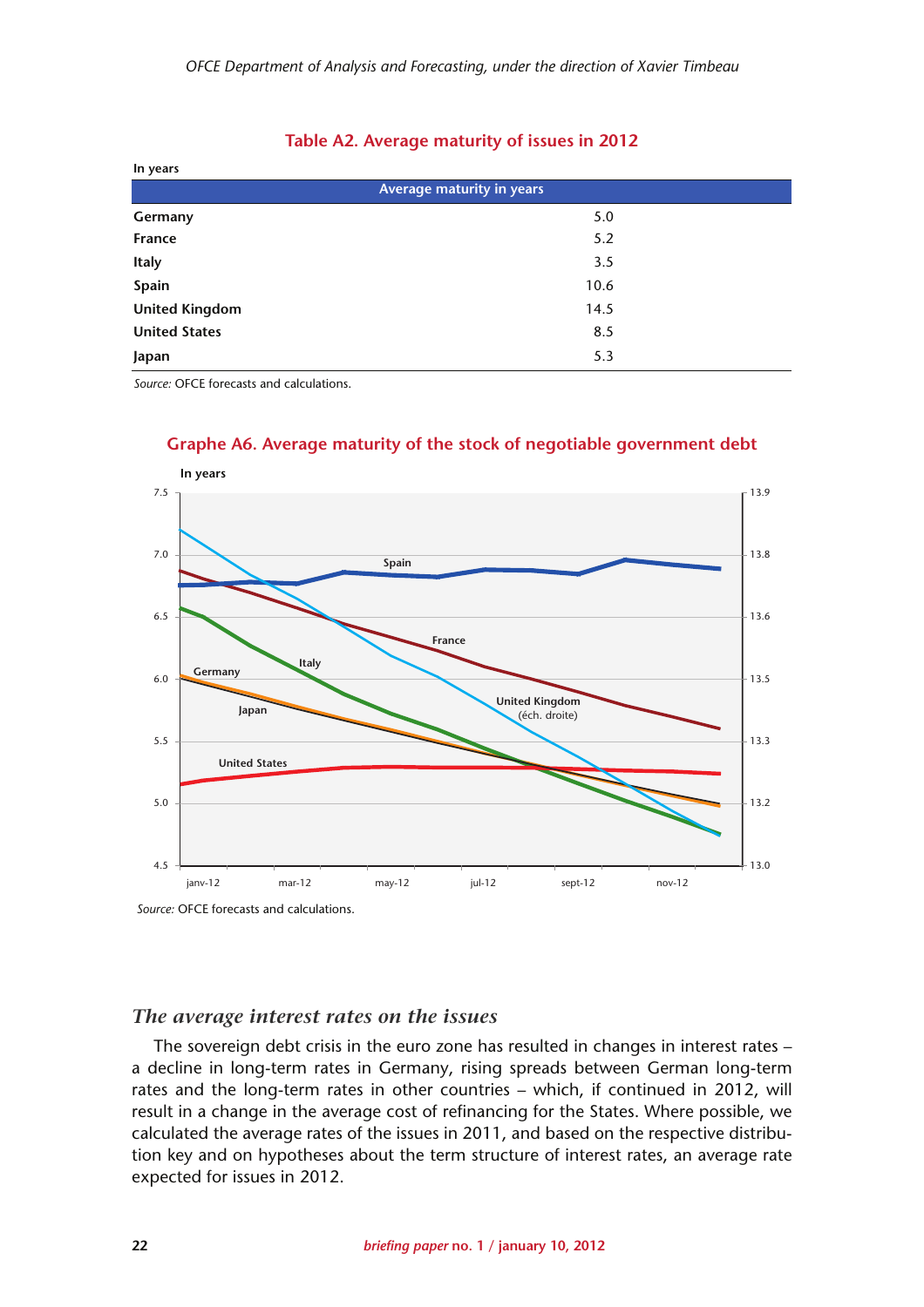### Table A2. Average maturity of issues in 2012

In years

| | Average maturity in years |
|---|---|
| **Germany** | 5.0 |
| **France** | 5.2 |
| **Italy** | 3.5 |
| **Spain** | 10.6 |
| **United Kingdom** | 14.5 |
| **United States** | 8.5 |
| **Japan** | 5.3 |

*Source:* OFCE forecasts and calculations.

### Graphe A6. Average maturity of the stock of negotiable government debt

In years

*Source:* OFCE forecasts and calculations.

## *The average interest rates on the issues*

The sovereign debt crisis in the euro zone has resulted in changes in interest rates – a decline in long-term rates in Germany, rising spreads between German long-term rates and the long-term rates in other countries – which, if continued in 2012, will result in a change in the average cost of refinancing for the States. Where possible, we calculated the average rates of the issues in 2011, and based on the respective distribution key and on hypotheses about the term structure of interest rates, an average rate expected for issues in 2012.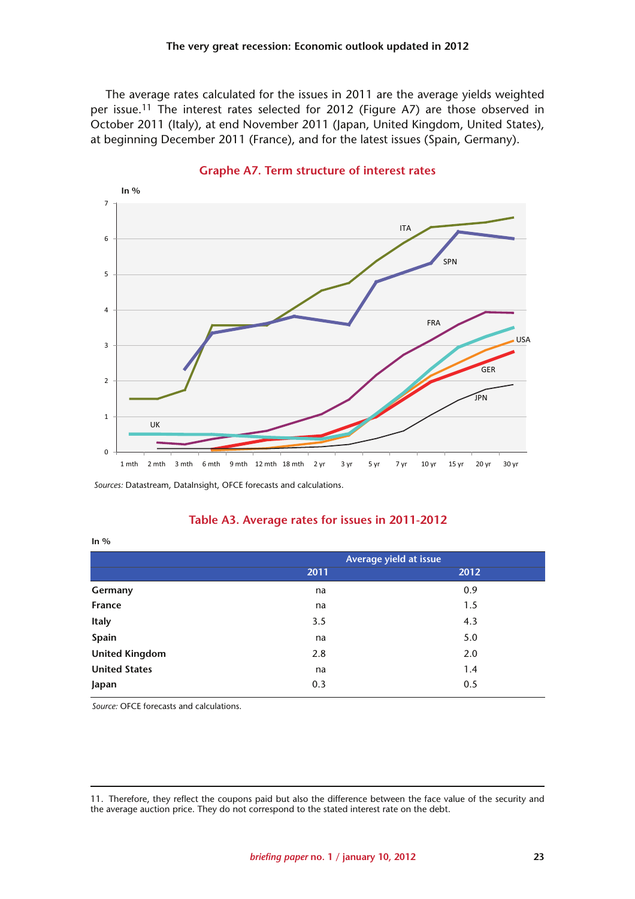The average rates calculated for the issues in 2011 are the average yields weighted per issue.[11] The interest rates selected for 2012 (Figure A7) are those observed in October 2011 (Italy), at end November 2011 (Japan, United Kingdom, United States), at beginning December 2011 (France), and for the latest issues (Spain, Germany).

## Graphe A7. Term structure of interest rates

In %

7
6
5
4
3
2
1
0

1 mth, 2 mth, 3 mth, 6 mth, 9 mth, 12 mth, 18 mth, 2 yr, 3 yr, 5 yr, 7 yr, 10 yr, 15 yr, 20 yr, 30 yr

ITA
SPN
FRA
USA
GER
JPN
UK

*Sources:* Datastream, DataInsight, OFCE forecasts and calculations.

## Table A3. Average rates for issues in 2011-2012

In %

| | Average yield at issue | |
|---|---|---|
| | **2011** | **2012** |
| **Germany** | na | 0.9 |
| **France** | na | 1.5 |
| **Italy** | 3.5 | 4.3 |
| **Spain** | na | 5.0 |
| **United Kingdom** | 2.8 | 2.0 |
| **United States** | na | 1.4 |
| **Japan** | 0.3 | 0.5 |

*Source:* OFCE forecasts and calculations.

---

11. Therefore, they reflect the coupons paid but also the difference between the face value of the security and the average auction price. They do not correspond to the stated interest rate on the debt.